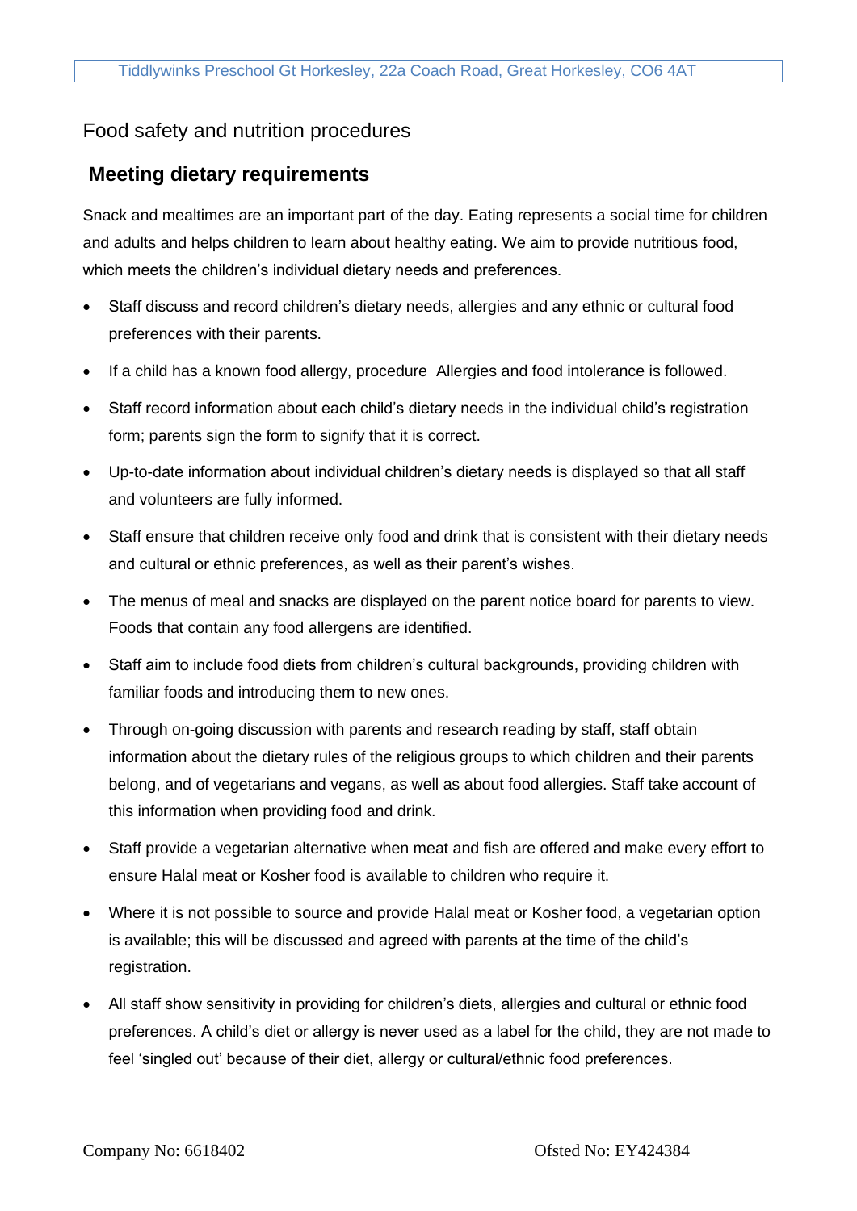Food safety and nutrition procedures

## Meeting dietary requirements

Snack and mealtimes are an important part of the day. Eating represents a social time for children and adults and helps children to learn about healthy eating. We aim to provide nutritious food, which meets the children's individual dietary needs and preferences.

- Staff discuss and record children's dietary needs, allergies and any ethnic or cultural food preferences with their parents.
- If a child has a known food allergy, procedure Allergies and food intolerance is followed.
- Staff record information about each child's dietary needs in the individual child's registration form; parents sign the form to signify that it is correct.
- Up-to-date information about individual children's dietary needs is displayed so that all staff and volunteers are fully informed.
- Staff ensure that children receive only food and drink that is consistent with their dietary needs and cultural or ethnic preferences, as well as their parent's wishes.
- The menus of meal and snacks are displayed on the parent notice board for parents to view. Foods that contain any food allergens are identified.
- Staff aim to include food diets from children's cultural backgrounds, providing children with familiar foods and introducing them to new ones.
- Through on-going discussion with parents and research reading by staff, staff obtain information about the dietary rules of the religious groups to which children and their parents belong, and of vegetarians and vegans, as well as about food allergies. Staff take account of this information when providing food and drink.
- Staff provide a vegetarian alternative when meat and fish are offered and make every effort to ensure Halal meat or Kosher food is available to children who require it.
- Where it is not possible to source and provide Halal meat or Kosher food, a vegetarian option is available; this will be discussed and agreed with parents at the time of the child's registration.
- All staff show sensitivity in providing for children's diets, allergies and cultural or ethnic food preferences. A child's diet or allergy is never used as a label for the child, they are not made to feel 'singled out' because of their diet, allergy or cultural/ethnic food preferences.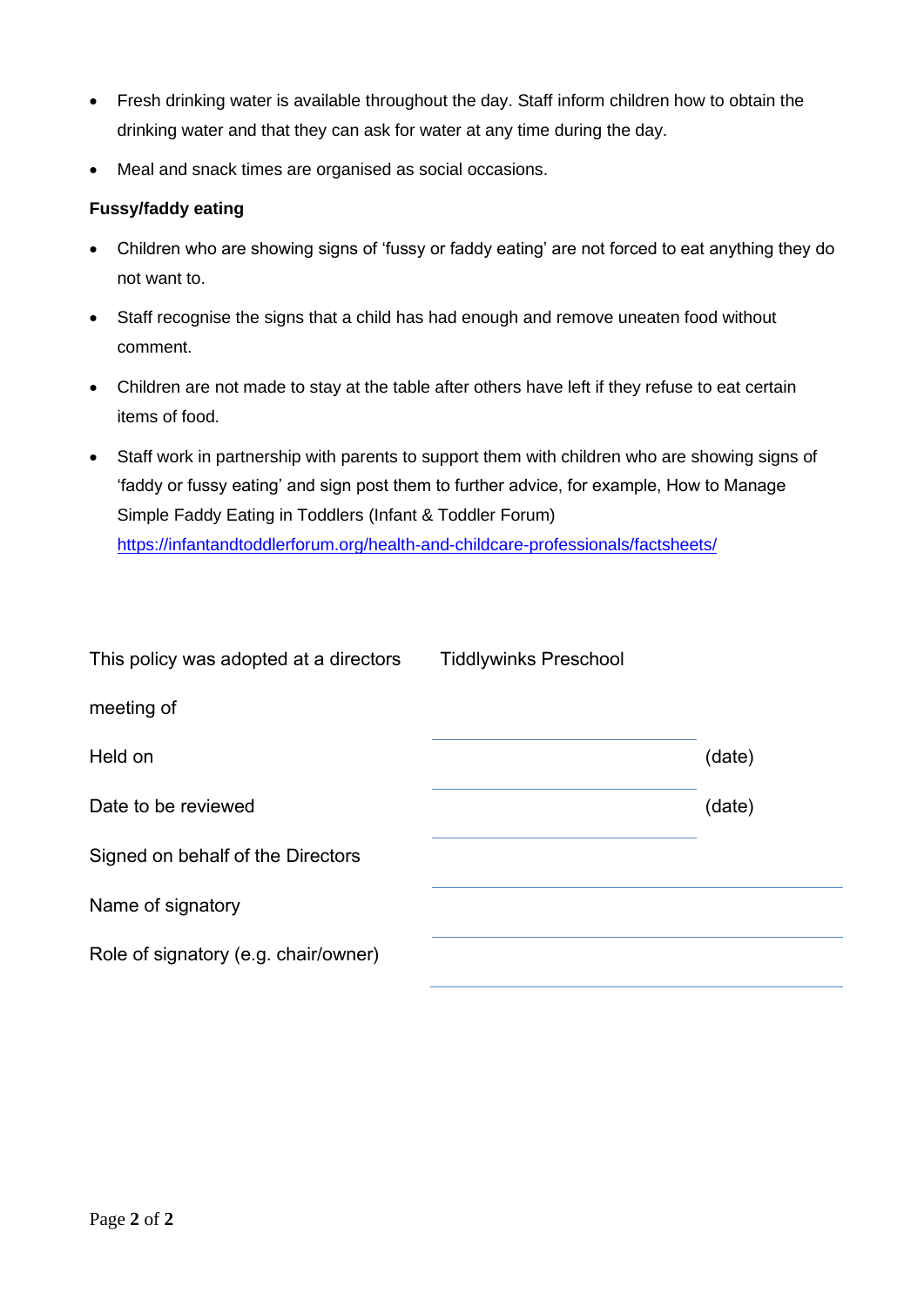- Fresh drinking water is available throughout the day. Staff inform children how to obtain the drinking water and that they can ask for water at any time during the day.
- Meal and snack times are organised as social occasions.

**Fussy/faddy eating**

- Children who are showing signs of 'fussy or faddy eating' are not forced to eat anything they do not want to.
- Staff recognise the signs that a child has had enough and remove uneaten food without comment.
- Children are not made to stay at the table after others have left if they refuse to eat certain items of food.
- Staff work in partnership with parents to support them with children who are showing signs of 'faddy or fussy eating' and sign post them to further advice, for example, How to Manage Simple Faddy Eating in Toddlers (Infant & Toddler Forum) https://infantandtoddlerforum.org/health-and-childcare-professionals/factsheets/

| | | |
|---|---|---|
| This policy was adopted at a directors meeting of | Tiddlywinks Preschool | |
| Held on | | (date) |
| Date to be reviewed | | (date) |
| Signed on behalf of the Directors | | |
| Name of signatory | | |
| Role of signatory (e.g. chair/owner) | | |